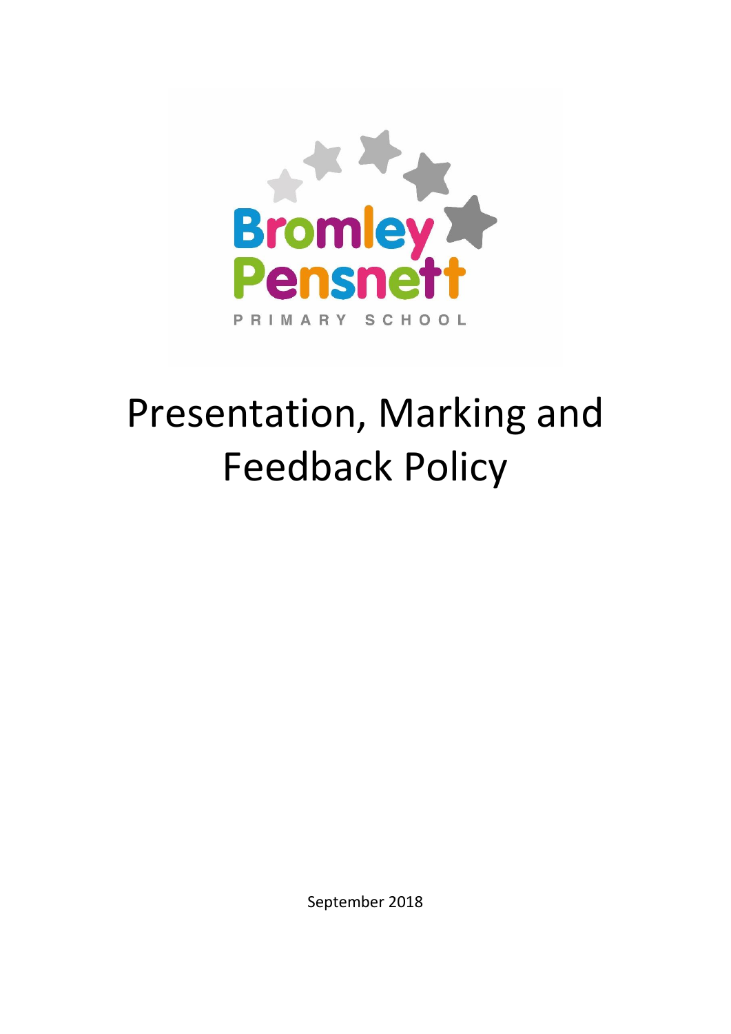Bromley Pensnett

PRIMARY SCHOOL

# Presentation, Marking and Feedback Policy

September 2018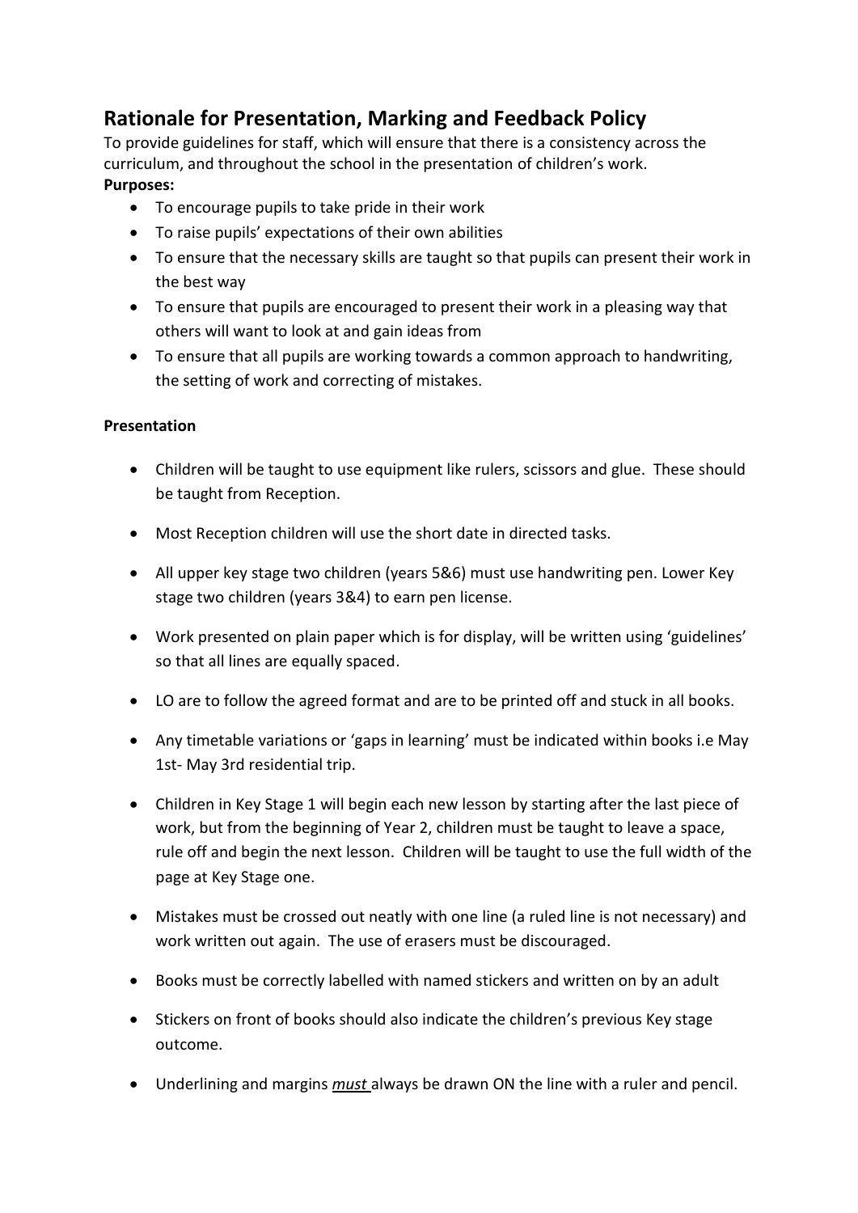## Rationale for Presentation, Marking and Feedback Policy

To provide guidelines for staff, which will ensure that there is a consistency across the curriculum, and throughout the school in the presentation of children's work.

**Purposes:**

- To encourage pupils to take pride in their work
- To raise pupils' expectations of their own abilities
- To ensure that the necessary skills are taught so that pupils can present their work in the best way
- To ensure that pupils are encouraged to present their work in a pleasing way that others will want to look at and gain ideas from
- To ensure that all pupils are working towards a common approach to handwriting, the setting of work and correcting of mistakes.

**Presentation**

- Children will be taught to use equipment like rulers, scissors and glue. These should be taught from Reception.
- Most Reception children will use the short date in directed tasks.
- All upper key stage two children (years 5&6) must use handwriting pen. Lower Key stage two children (years 3&4) to earn pen license.
- Work presented on plain paper which is for display, will be written using 'guidelines' so that all lines are equally spaced.
- LO are to follow the agreed format and are to be printed off and stuck in all books.
- Any timetable variations or 'gaps in learning' must be indicated within books i.e May 1st- May 3rd residential trip.
- Children in Key Stage 1 will begin each new lesson by starting after the last piece of work, but from the beginning of Year 2, children must be taught to leave a space, rule off and begin the next lesson. Children will be taught to use the full width of the page at Key Stage one.
- Mistakes must be crossed out neatly with one line (a ruled line is not necessary) and work written out again. The use of erasers must be discouraged.
- Books must be correctly labelled with named stickers and written on by an adult
- Stickers on front of books should also indicate the children's previous Key stage outcome.
- Underlining and margins ***must*** always be drawn ON the line with a ruler and pencil.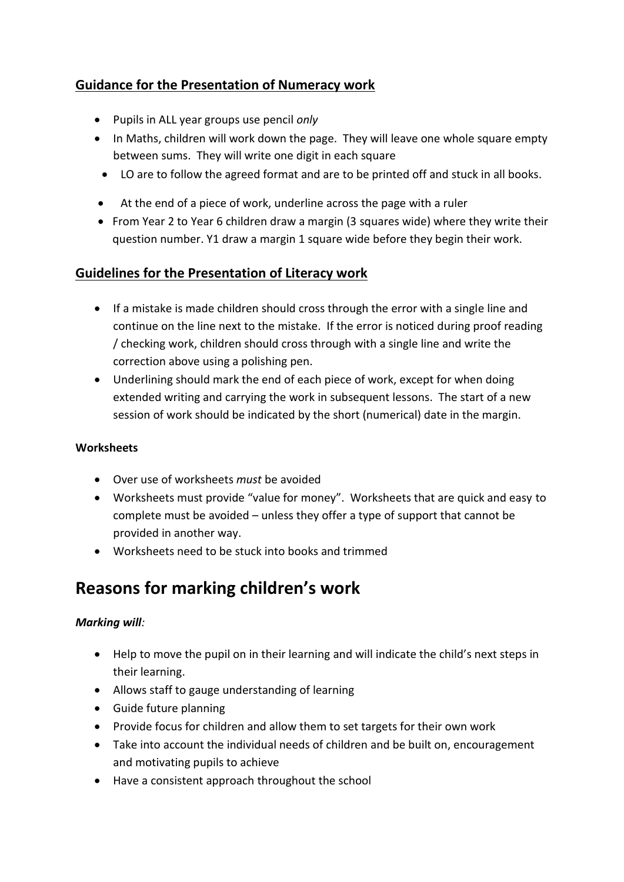## Guidance for the Presentation of Numeracy work

- Pupils in ALL year groups use pencil *only*
- In Maths, children will work down the page. They will leave one whole square empty between sums. They will write one digit in each square
- LO are to follow the agreed format and are to be printed off and stuck in all books.
- At the end of a piece of work, underline across the page with a ruler
- From Year 2 to Year 6 children draw a margin (3 squares wide) where they write their question number. Y1 draw a margin 1 square wide before they begin their work.

## Guidelines for the Presentation of Literacy work

- If a mistake is made children should cross through the error with a single line and continue on the line next to the mistake. If the error is noticed during proof reading / checking work, children should cross through with a single line and write the correction above using a polishing pen.
- Underlining should mark the end of each piece of work, except for when doing extended writing and carrying the work in subsequent lessons. The start of a new session of work should be indicated by the short (numerical) date in the margin.

### Worksheets

- Over use of worksheets *must* be avoided
- Worksheets must provide "value for money". Worksheets that are quick and easy to complete must be avoided – unless they offer a type of support that cannot be provided in another way.
- Worksheets need to be stuck into books and trimmed

# Reasons for marking children's work

***Marking will:***

- Help to move the pupil on in their learning and will indicate the child's next steps in their learning.
- Allows staff to gauge understanding of learning
- Guide future planning
- Provide focus for children and allow them to set targets for their own work
- Take into account the individual needs of children and be built on, encouragement and motivating pupils to achieve
- Have a consistent approach throughout the school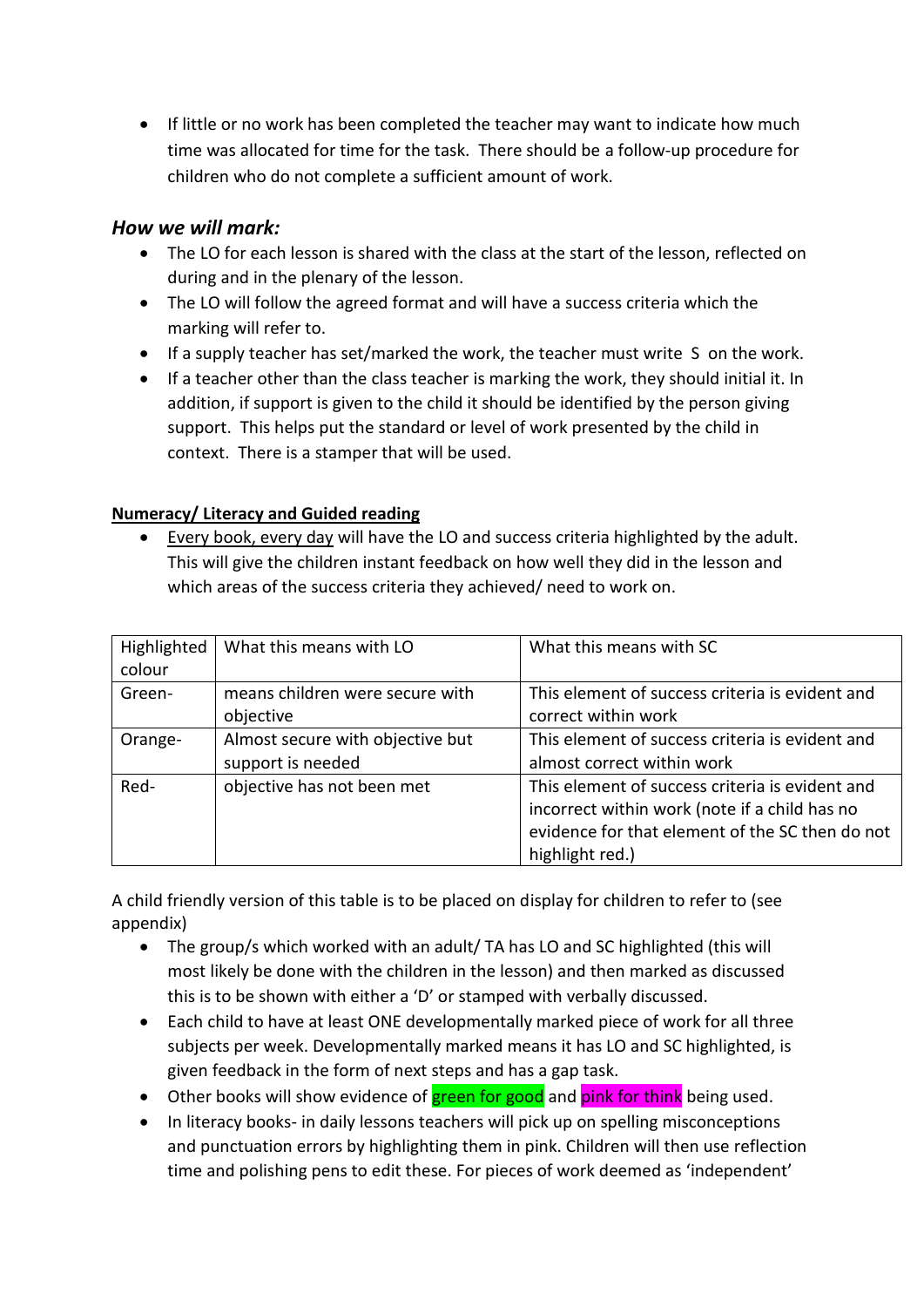- If little or no work has been completed the teacher may want to indicate how much time was allocated for time for the task. There should be a follow-up procedure for children who do not complete a sufficient amount of work.

### *How we will mark:*

- The LO for each lesson is shared with the class at the start of the lesson, reflected on during and in the plenary of the lesson.
- The LO will follow the agreed format and will have a success criteria which the marking will refer to.
- If a supply teacher has set/marked the work, the teacher must write S on the work.
- If a teacher other than the class teacher is marking the work, they should initial it. In addition, if support is given to the child it should be identified by the person giving support. This helps put the standard or level of work presented by the child in context. There is a stamper that will be used.

**Numeracy/ Literacy and Guided reading**

- Every book, every day will have the LO and success criteria highlighted by the adult. This will give the children instant feedback on how well they did in the lesson and which areas of the success criteria they achieved/ need to work on.

| Highlighted colour | What this means with LO | What this means with SC |
|---|---|---|
| Green- | means children were secure with objective | This element of success criteria is evident and correct within work |
| Orange- | Almost secure with objective but support is needed | This element of success criteria is evident and almost correct within work |
| Red- | objective has not been met | This element of success criteria is evident and incorrect within work (note if a child has no evidence for that element of the SC then do not highlight red.) |

A child friendly version of this table is to be placed on display for children to refer to (see appendix)

- The group/s which worked with an adult/ TA has LO and SC highlighted (this will most likely be done with the children in the lesson) and then marked as discussed this is to be shown with either a 'D' or stamped with verbally discussed.
- Each child to have at least ONE developmentally marked piece of work for all three subjects per week. Developmentally marked means it has LO and SC highlighted, is given feedback in the form of next steps and has a gap task.
- Other books will show evidence of green for good and pink for think being used.
- In literacy books- in daily lessons teachers will pick up on spelling misconceptions and punctuation errors by highlighting them in pink. Children will then use reflection time and polishing pens to edit these. For pieces of work deemed as 'independent'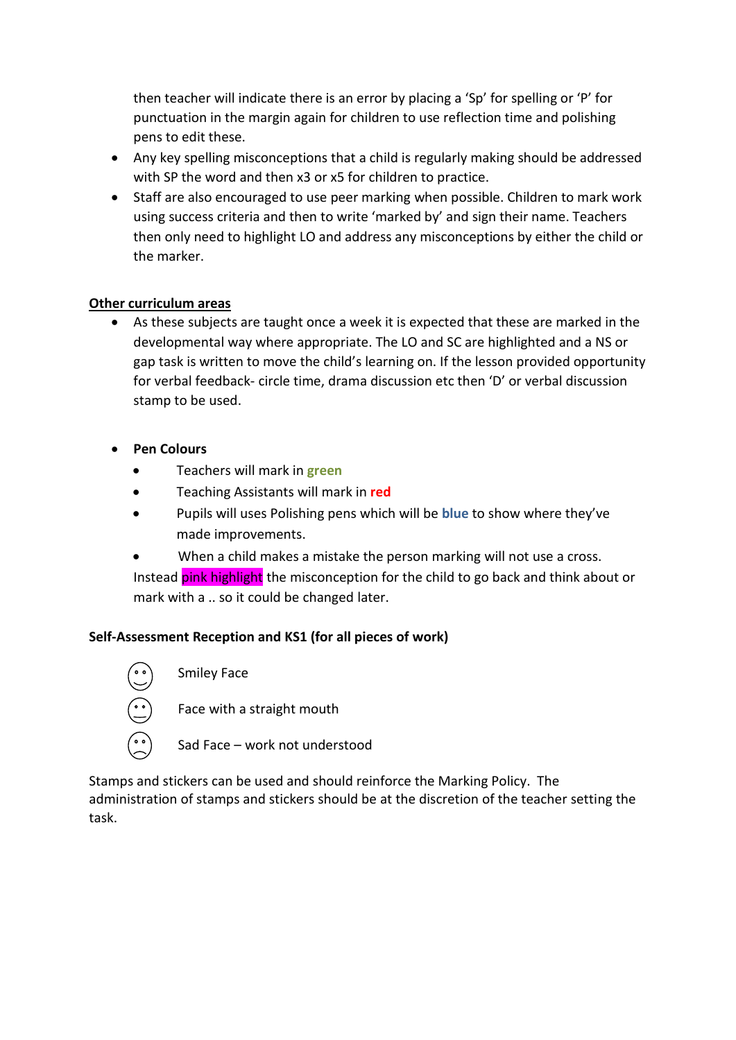then teacher will indicate there is an error by placing a 'Sp' for spelling or 'P' for punctuation in the margin again for children to use reflection time and polishing pens to edit these.

- Any key spelling misconceptions that a child is regularly making should be addressed with SP the word and then x3 or x5 for children to practice.
- Staff are also encouraged to use peer marking when possible. Children to mark work using success criteria and then to write 'marked by' and sign their name. Teachers then only need to highlight LO and address any misconceptions by either the child or the marker.

**Other curriculum areas**

- As these subjects are taught once a week it is expected that these are marked in the developmental way where appropriate. The LO and SC are highlighted and a NS or gap task is written to move the child's learning on. If the lesson provided opportunity for verbal feedback- circle time, drama discussion etc then 'D' or verbal discussion stamp to be used.

- **Pen Colours**
  - Teachers will mark in **green**
  - Teaching Assistants will mark in **red**
  - Pupils will uses Polishing pens which will be **blue** to show where they've made improvements.
  - When a child makes a mistake the person marking will not use a cross. Instead pink highlight the misconception for the child to go back and think about or mark with a .. so it could be changed later.

**Self-Assessment Reception and KS1 (for all pieces of work)**

- ☺ Smiley Face
- 😐 Face with a straight mouth
- ☹ Sad Face – work not understood

Stamps and stickers can be used and should reinforce the Marking Policy. The administration of stamps and stickers should be at the discretion of the teacher setting the task.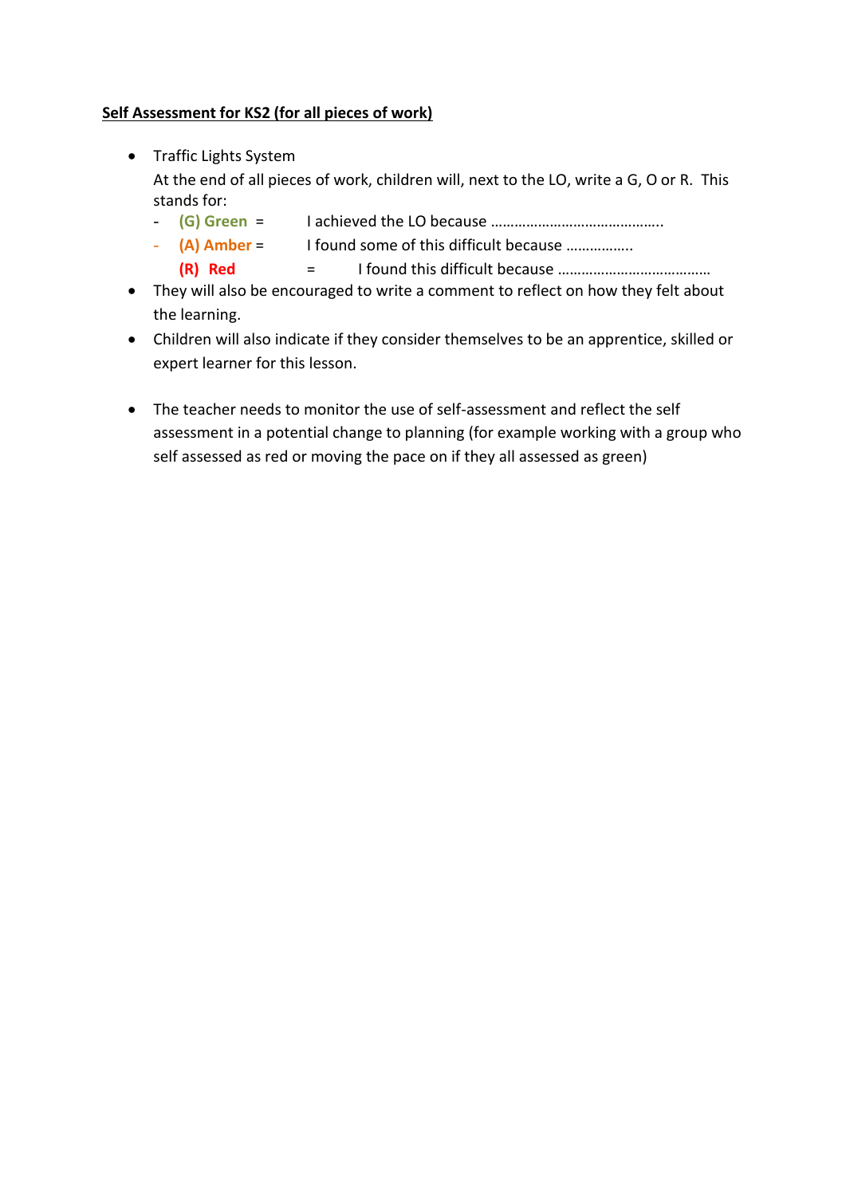**Self Assessment for KS2 (for all pieces of work)**

- Traffic Lights System
  At the end of all pieces of work, children will, next to the LO, write a G, O or R. This stands for:
  - **(G) Green** = I achieved the LO because ……………………………………..
  - **(A) Amber** = I found some of this difficult because ……………..
  - **(R) Red** = I found this difficult because …………………………………
- They will also be encouraged to write a comment to reflect on how they felt about the learning.
- Children will also indicate if they consider themselves to be an apprentice, skilled or expert learner for this lesson.
- The teacher needs to monitor the use of self-assessment and reflect the self assessment in a potential change to planning (for example working with a group who self assessed as red or moving the pace on if they all assessed as green)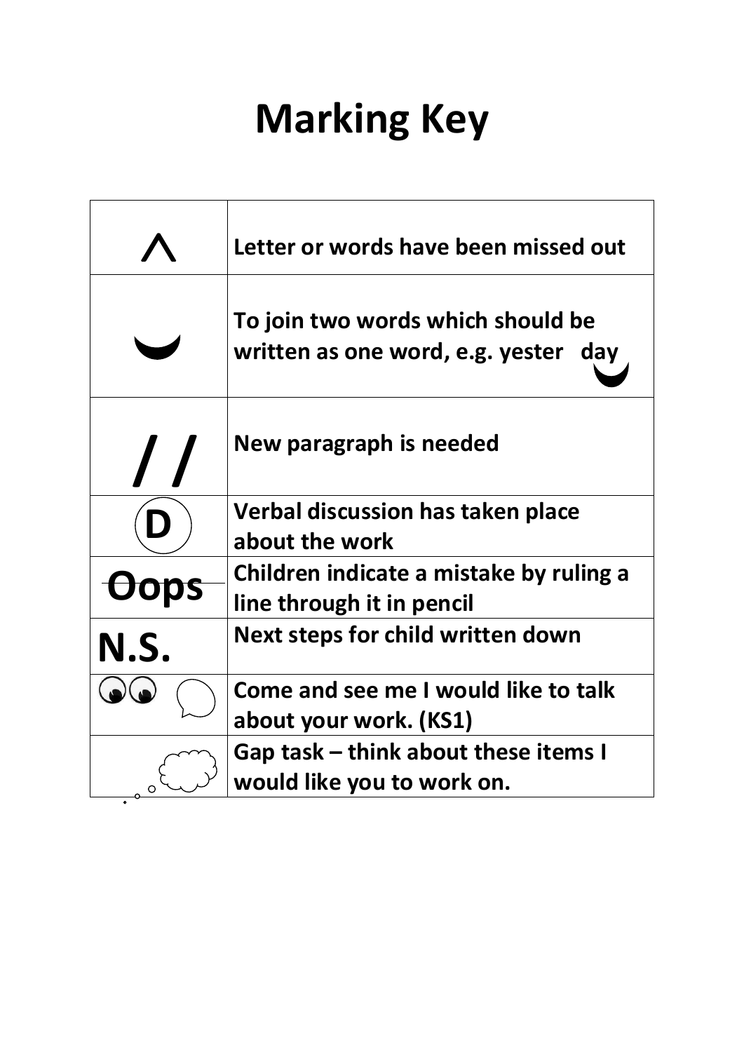# Marking Key

| Symbol | Meaning |
| --- | --- |
| ^ | Letter or words have been missed out |
| ‿ | To join two words which should be written as one word, e.g. yester day |
| / / | New paragraph is needed |
| Ⓓ | Verbal discussion has taken place about the work |
| ~~Oops~~ | Children indicate a mistake by ruling a line through it in pencil |
| N.S. | Next steps for child written down |
| | Come and see me I would like to talk about your work. (KS1) |
| | Gap task – think about these items I would like you to work on. |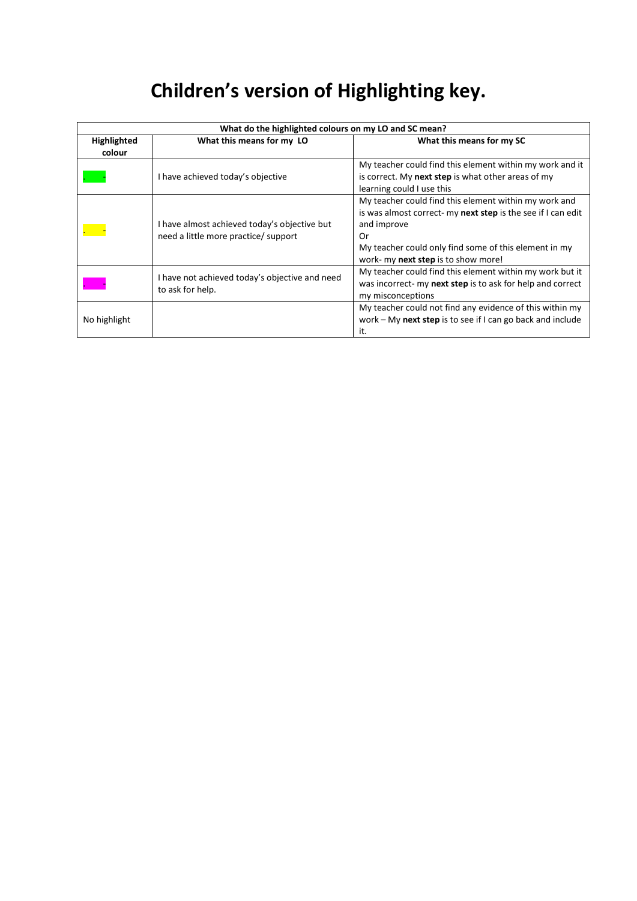# Children's version of Highlighting key.

| What do the highlighted colours on my LO and SC mean? | | |
|---|---|---|
| **Highlighted colour** | **What this means for my LO** | **What this means for my SC** |
| . - | I have achieved today's objective | My teacher could find this element within my work and it is correct. My **next step** is what other areas of my learning could I use this |
| . - | I have almost achieved today's objective but need a little more practice/ support | My teacher could find this element within my work and is was almost correct- my **next step** is the see if I can edit and improve<br>Or<br>My teacher could only find some of this element in my work- my **next step** is to show more! |
| . - | I have not achieved today's objective and need to ask for help. | My teacher could find this element within my work but it was incorrect- my **next step** is to ask for help and correct my misconceptions |
| No highlight | | My teacher could not find any evidence of this within my work – My **next step** is to see if I can go back and include it. |